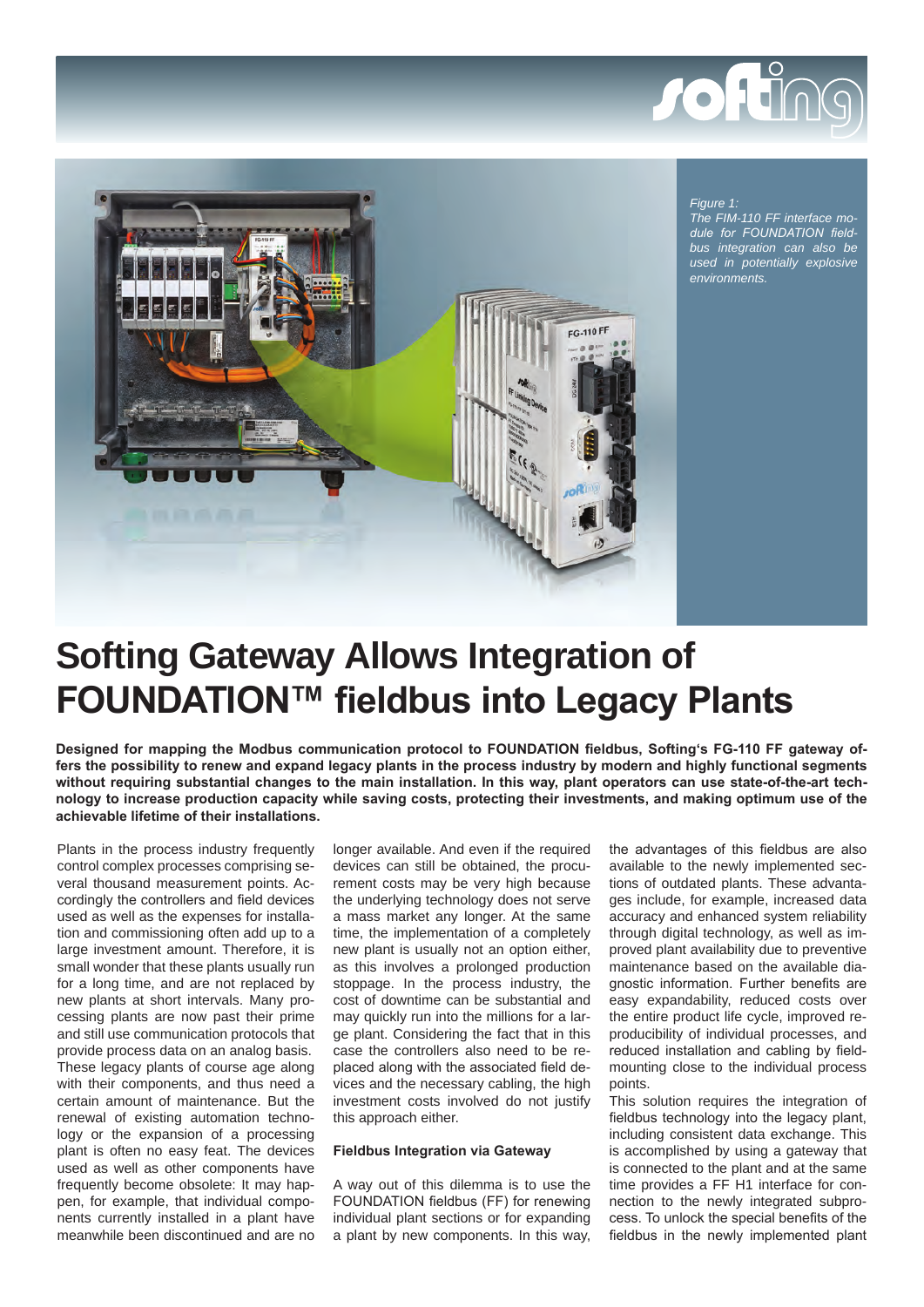*Figure 1:*
*The FIM-110 FF interface module for FOUNDATION fieldbus integration can also be used in potentially explosive environments.*

# Softing Gateway Allows Integration of FOUNDATION™ fieldbus into Legacy Plants

**Designed for mapping the Modbus communication protocol to FOUNDATION fieldbus, Softing's FG-110 FF gateway offers the possibility to renew and expand legacy plants in the process industry by modern and highly functional segments without requiring substantial changes to the main installation. In this way, plant operators can use state-of-the-art technology to increase production capacity while saving costs, protecting their investments, and making optimum use of the achievable lifetime of their installations.**

Plants in the process industry frequently control complex processes comprising several thousand measurement points. Accordingly the controllers and field devices used as well as the expenses for installation and commissioning often add up to a large investment amount. Therefore, it is small wonder that these plants usually run for a long time, and are not replaced by new plants at short intervals. Many processing plants are now past their prime and still use communication protocols that provide process data on an analog basis. These legacy plants of course age along with their components, and thus need a certain amount of maintenance. But the renewal of existing automation technology or the expansion of a processing plant is often no easy feat. The devices used as well as other components have frequently become obsolete: It may happen, for example, that individual components currently installed in a plant have meanwhile been discontinued and are no longer available. And even if the required devices can still be obtained, the procurement costs may be very high because the underlying technology does not serve a mass market any longer. At the same time, the implementation of a completely new plant is usually not an option either, as this involves a prolonged production stoppage. In the process industry, the cost of downtime can be substantial and may quickly run into the millions for a large plant. Considering the fact that in this case the controllers also need to be replaced along with the associated field devices and the necessary cabling, the high investment costs involved do not justify this approach either.

### Fieldbus Integration via Gateway

A way out of this dilemma is to use the FOUNDATION fieldbus (FF) for renewing individual plant sections or for expanding a plant by new components. In this way, the advantages of this fieldbus are also available to the newly implemented sections of outdated plants. These advantages include, for example, increased data accuracy and enhanced system reliability through digital technology, as well as improved plant availability due to preventive maintenance based on the available diagnostic information. Further benefits are easy expandability, reduced costs over the entire product life cycle, improved reproducibility of individual processes, and reduced installation and cabling by field-mounting close to the individual process points.

This solution requires the integration of fieldbus technology into the legacy plant, including consistent data exchange. This is accomplished by using a gateway that is connected to the plant and at the same time provides a FF H1 interface for connection to the newly integrated subprocess. To unlock the special benefits of the fieldbus in the newly implemented plant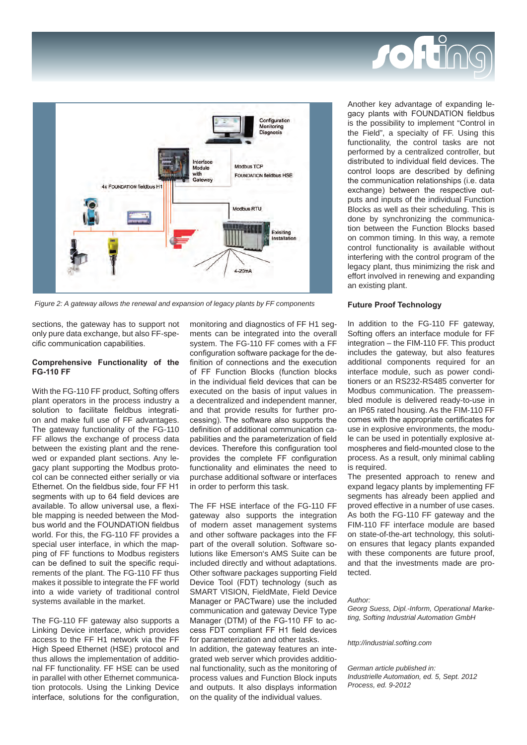Figure 2: A gateway allows the renewal and expansion of legacy plants by FF components

sections, the gateway has to support not only pure data exchange, but also FF-specific communication capabilities.

### Comprehensive Functionality of the FG-110 FF

With the FG-110 FF product, Softing offers plant operators in the process industry a solution to facilitate fieldbus integration and make full use of FF advantages. The gateway functionality of the FG-110 FF allows the exchange of process data between the existing plant and the renewed or expanded plant sections. Any legacy plant supporting the Modbus protocol can be connected either serially or via Ethernet. On the fieldbus side, four FF H1 segments with up to 64 field devices are available. To allow universal use, a flexible mapping is needed between the Modbus world and the FOUNDATION fieldbus world. For this, the FG-110 FF provides a special user interface, in which the mapping of FF functions to Modbus registers can be defined to suit the specific requirements of the plant. The FG-110 FF thus makes it possible to integrate the FF world into a wide variety of traditional control systems available in the market.

The FG-110 FF gateway also supports a Linking Device interface, which provides access to the FF H1 network via the FF High Speed Ethernet (HSE) protocol and thus allows the implementation of additional FF functionality. FF HSE can be used in parallel with other Ethernet communication protocols. Using the Linking Device interface, solutions for the configuration, monitoring and diagnostics of FF H1 segments can be integrated into the overall system. The FG-110 FF comes with a FF configuration software package for the definition of connections and the execution of FF Function Blocks (function blocks in the individual field devices that can be executed on the basis of input values in a decentralized and independent manner, and that provide results for further processing). The software also supports the definition of additional communication capabilities and the parameterization of field devices. Therefore this configuration tool provides the complete FF configuration functionality and eliminates the need to purchase additional software or interfaces in order to perform this task.

The FF HSE interface of the FG-110 FF gateway also supports the integration of modern asset management systems and other software packages into the FF part of the overall solution. Software solutions like Emerson's AMS Suite can be included directly and without adaptations. Other software packages supporting Field Device Tool (FDT) technology (such as SMART VISION, FieldMate, Field Device Manager or PACTware) use the included communication and gateway Device Type Manager (DTM) of the FG-110 FF to access FDT compliant FF H1 field devices for parameterization and other tasks.
In addition, the gateway features an integrated web server which provides additional functionality, such as the monitoring of process values and Function Block inputs and outputs. It also displays information on the quality of the individual values.

Another key advantage of expanding legacy plants with FOUNDATION fieldbus is the possibility to implement "Control in the Field", a specialty of FF. Using this functionality, the control tasks are not performed by a centralized controller, but distributed to individual field devices. The control loops are described by defining the communication relationships (i.e. data exchange) between the respective outputs and inputs of the individual Function Blocks as well as their scheduling. This is done by synchronizing the communication between the Function Blocks based on common timing. In this way, a remote control functionality is available without interfering with the control program of the legacy plant, thus minimizing the risk and effort involved in renewing and expanding an existing plant.

### Future Proof Technology

In addition to the FG-110 FF gateway, Softing offers an interface module for FF integration – the FIM-110 FF. This product includes the gateway, but also features additional components required for an interface module, such as power conditioners or an RS232-RS485 converter for Modbus communication. The preassembled module is delivered ready-to-use in an IP65 rated housing. As the FIM-110 FF comes with the appropriate certificates for use in explosive environments, the module can be used in potentially explosive atmospheres and field-mounted close to the process. As a result, only minimal cabling is required.
The presented approach to renew and expand legacy plants by implementing FF segments has already been applied and proved effective in a number of use cases. As both the FG-110 FF gateway and the FIM-110 FF interface module are based on state-of-the-art technology, this solution ensures that legacy plants expanded with these components are future proof, and that the investments made are protected.

*Author:*
*Georg Suess, Dipl.-Inform, Operational Marketing, Softing Industrial Automation GmbH*

*http://industrial.softing.com*

*German article published in:*
*Industrielle Automation, ed. 5, Sept. 2012*
*Process, ed. 9-2012*